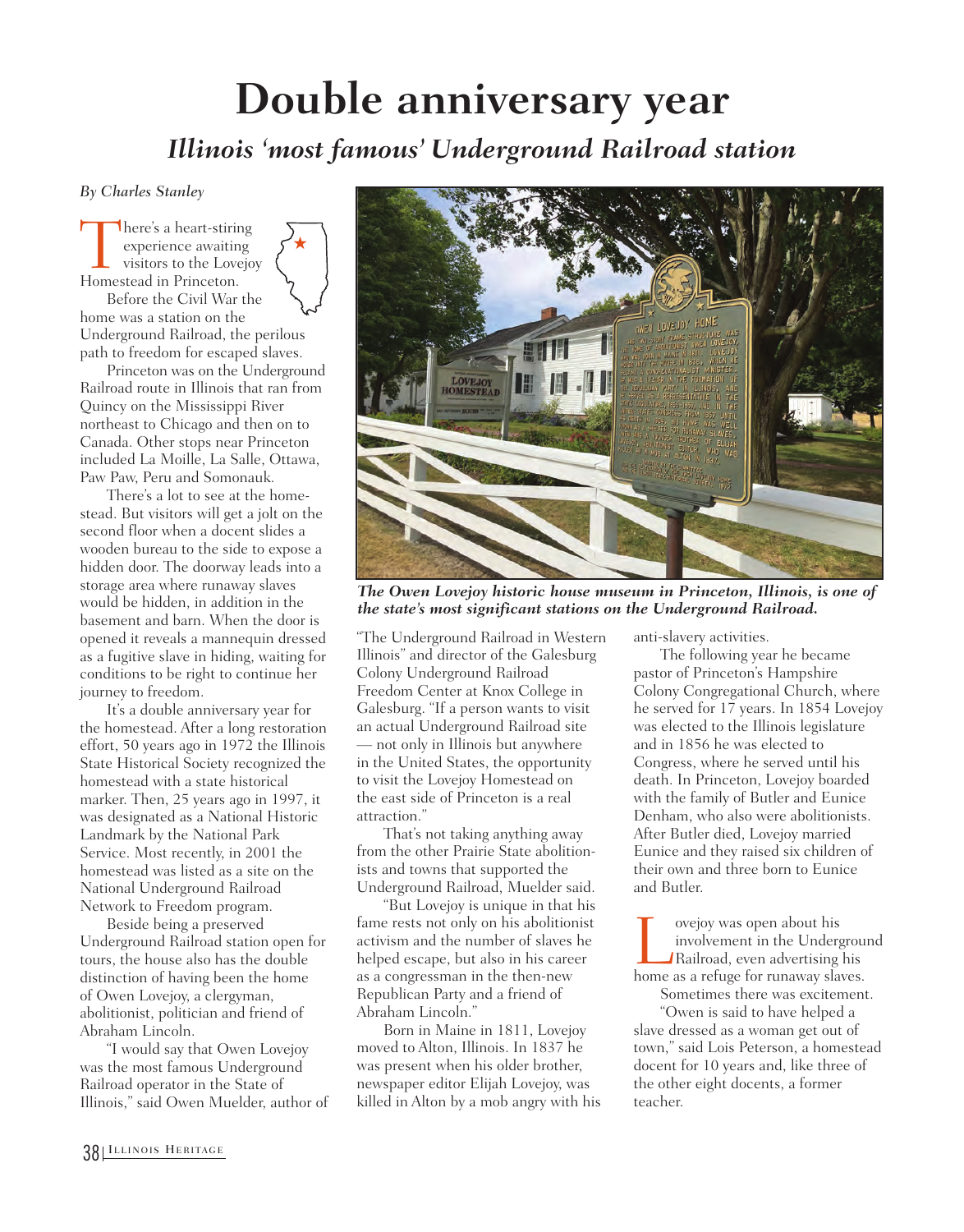# Double anniversary year

## *Illinois 'most famous' Underground Railroad station*

*By Charles Stanley*

There's a heart-stiring experience awaiting visitors to the Lovejoy Homestead in Princeton.

Before the Civil War the home was a station on the Underground Railroad, the perilous path to freedom for escaped slaves.

Princeton was on the Underground Railroad route in Illinois that ran from Quincy on the Mississippi River northeast to Chicago and then on to Canada. Other stops near Princeton included La Moille, La Salle, Ottawa, Paw Paw, Peru and Somonauk.

There's a lot to see at the homestead. But visitors will get a jolt on the second floor when a docent slides a wooden bureau to the side to expose a hidden door. The doorway leads into a storage area where runaway slaves would be hidden, in addition in the basement and barn. When the door is opened it reveals a mannequin dressed as a fugitive slave in hiding, waiting for conditions to be right to continue her journey to freedom.

It's a double anniversary year for the homestead. After a long restoration effort, 50 years ago in 1972 the Illinois State Historical Society recognized the homestead with a state historical marker. Then, 25 years ago in 1997, it was designated as a National Historic Landmark by the National Park Service. Most recently, in 2001 the homestead was listed as a site on the National Underground Railroad Network to Freedom program.

Beside being a preserved Underground Railroad station open for tours, the house also has the double distinction of having been the home of Owen Lovejoy, a clergyman, abolitionist, politician and friend of Abraham Lincoln.

*The Owen Lovejoy historic house museum in Princeton, Illinois, is one of the state's most significant stations on the Underground Railroad.*

"I would say that Owen Lovejoy was the most famous Underground Railroad operator in the State of Illinois," said Owen Muelder, author of "The Underground Railroad in Western Illinois" and director of the Galesburg Colony Underground Railroad Freedom Center at Knox College in Galesburg. "If a person wants to visit an actual Underground Railroad site — not only in Illinois but anywhere in the United States, the opportunity to visit the Lovejoy Homestead on the east side of Princeton is a real attraction."

That's not taking anything away from the other Prairie State abolitionists and towns that supported the Underground Railroad, Muelder said.

"But Lovejoy is unique in that his fame rests not only on his abolitionist activism and the number of slaves he helped escape, but also in his career as a congressman in the then-new Republican Party and a friend of Abraham Lincoln."

Born in Maine in 1811, Lovejoy moved to Alton, Illinois. In 1837 he was present when his older brother, newspaper editor Elijah Lovejoy, was killed in Alton by a mob angry with his anti-slavery activities.

The following year he became pastor of Princeton's Hampshire Colony Congregational Church, where he served for 17 years. In 1854 Lovejoy was elected to the Illinois legislature and in 1856 he was elected to Congress, where he served until his death. In Princeton, Lovejoy boarded with the family of Butler and Eunice Denham, who also were abolitionists. After Butler died, Lovejoy married Eunice and they raised six children of their own and three born to Eunice and Butler.

Lovejoy was open about his involvement in the Underground Railroad, even advertising his home as a refuge for runaway slaves.

Sometimes there was excitement.

"Owen is said to have helped a slave dressed as a woman get out of town," said Lois Peterson, a homestead docent for 10 years and, like three of the other eight docents, a former teacher.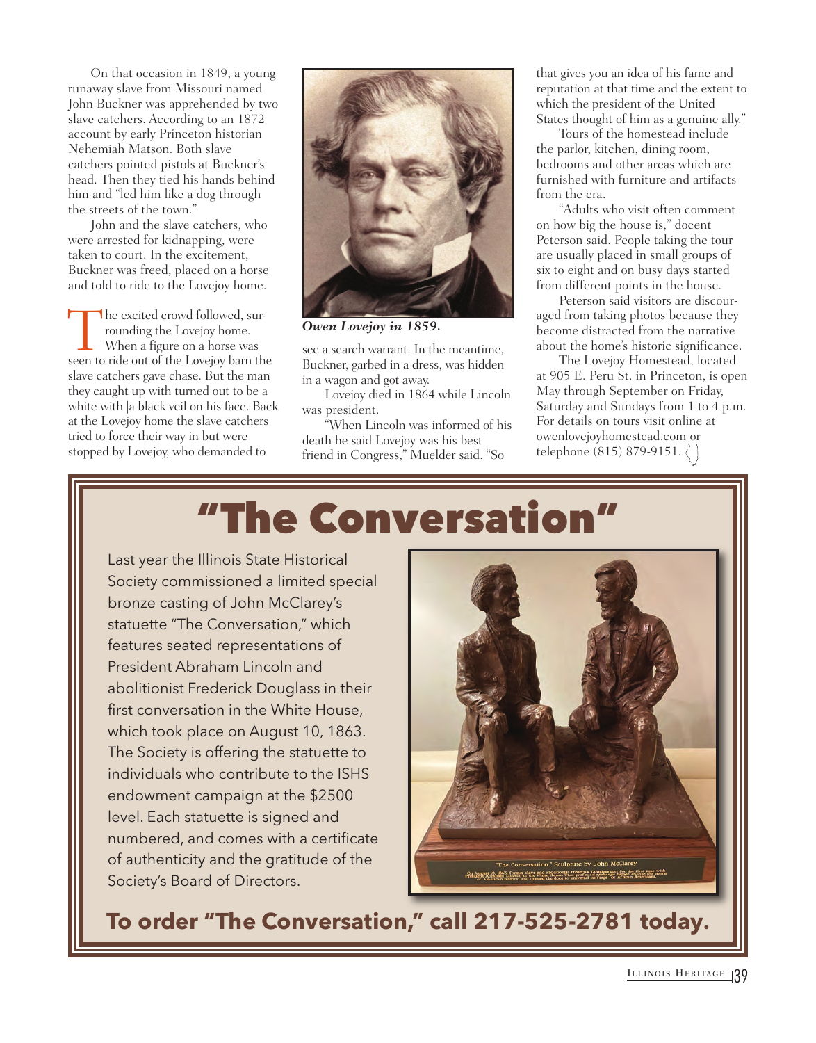On that occasion in 1849, a young runaway slave from Missouri named John Buckner was apprehended by two slave catchers. According to an 1872 account by early Princeton historian Nehemiah Matson. Both slave catchers pointed pistols at Buckner's head. Then they tied his hands behind him and "led him like a dog through the streets of the town."

John and the slave catchers, who were arrested for kidnapping, were taken to court. In the excitement, Buckner was freed, placed on a horse and told to ride to the Lovejoy home.

The excited crowd followed, surrounding the Lovejoy home. When a figure on a horse was seen to ride out of the Lovejoy barn the slave catchers gave chase. But the man they caught up with turned out to be a white with |a black veil on his face. Back at the Lovejoy home the slave catchers tried to force their way in but were stopped by Lovejoy, who demanded to see a search warrant. In the meantime, Buckner, garbed in a dress, was hidden in a wagon and got away.

*Owen Lovejoy in 1859.*

Lovejoy died in 1864 while Lincoln was president.

"When Lincoln was informed of his death he said Lovejoy was his best friend in Congress," Muelder said. "So that gives you an idea of his fame and reputation at that time and the extent to which the president of the United States thought of him as a genuine ally."

Tours of the homestead include the parlor, kitchen, dining room, bedrooms and other areas which are furnished with furniture and artifacts from the era.

"Adults who visit often comment on how big the house is," docent Peterson said. People taking the tour are usually placed in small groups of six to eight and on busy days started from different points in the house.

Peterson said visitors are discouraged from taking photos because they become distracted from the narrative about the home's historic significance.

The Lovejoy Homestead, located at 905 E. Peru St. in Princeton, is open May through September on Friday, Saturday and Sundays from 1 to 4 p.m. For details on tours visit online at owenlovejoyhomestead.com or telephone (815) 879-9151.

# "The Conversation"

Last year the Illinois State Historical Society commissioned a limited special bronze casting of John McClarey's statuette "The Conversation," which features seated representations of President Abraham Lincoln and abolitionist Frederick Douglass in their first conversation in the White House, which took place on August 10, 1863. The Society is offering the statuette to individuals who contribute to the ISHS endowment campaign at the $2500 level. Each statuette is signed and numbered, and comes with a certificate of authenticity and the gratitude of the Society's Board of Directors.

**To order "The Conversation," call 217-525-2781 today.**